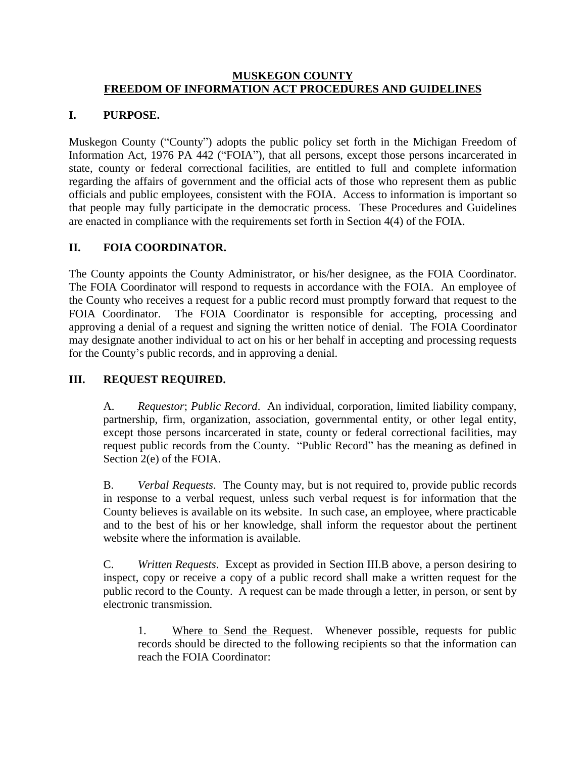# MUSKEGON COUNTY
# FREEDOM OF INFORMATION ACT PROCEDURES AND GUIDELINES

## I. PURPOSE.

Muskegon County ("County") adopts the public policy set forth in the Michigan Freedom of Information Act, 1976 PA 442 ("FOIA"), that all persons, except those persons incarcerated in state, county or federal correctional facilities, are entitled to full and complete information regarding the affairs of government and the official acts of those who represent them as public officials and public employees, consistent with the FOIA. Access to information is important so that people may fully participate in the democratic process. These Procedures and Guidelines are enacted in compliance with the requirements set forth in Section 4(4) of the FOIA.

## II. FOIA COORDINATOR.

The County appoints the County Administrator, or his/her designee, as the FOIA Coordinator. The FOIA Coordinator will respond to requests in accordance with the FOIA. An employee of the County who receives a request for a public record must promptly forward that request to the FOIA Coordinator. The FOIA Coordinator is responsible for accepting, processing and approving a denial of a request and signing the written notice of denial. The FOIA Coordinator may designate another individual to act on his or her behalf in accepting and processing requests for the County's public records, and in approving a denial.

## III. REQUEST REQUIRED.

A. *Requestor*; *Public Record*. An individual, corporation, limited liability company, partnership, firm, organization, association, governmental entity, or other legal entity, except those persons incarcerated in state, county or federal correctional facilities, may request public records from the County. "Public Record" has the meaning as defined in Section 2(e) of the FOIA.

B. *Verbal Requests*. The County may, but is not required to, provide public records in response to a verbal request, unless such verbal request is for information that the County believes is available on its website. In such case, an employee, where practicable and to the best of his or her knowledge, shall inform the requestor about the pertinent website where the information is available.

C. *Written Requests*. Except as provided in Section III.B above, a person desiring to inspect, copy or receive a copy of a public record shall make a written request for the public record to the County. A request can be made through a letter, in person, or sent by electronic transmission.

1. <u>Where to Send the Request</u>. Whenever possible, requests for public records should be directed to the following recipients so that the information can reach the FOIA Coordinator: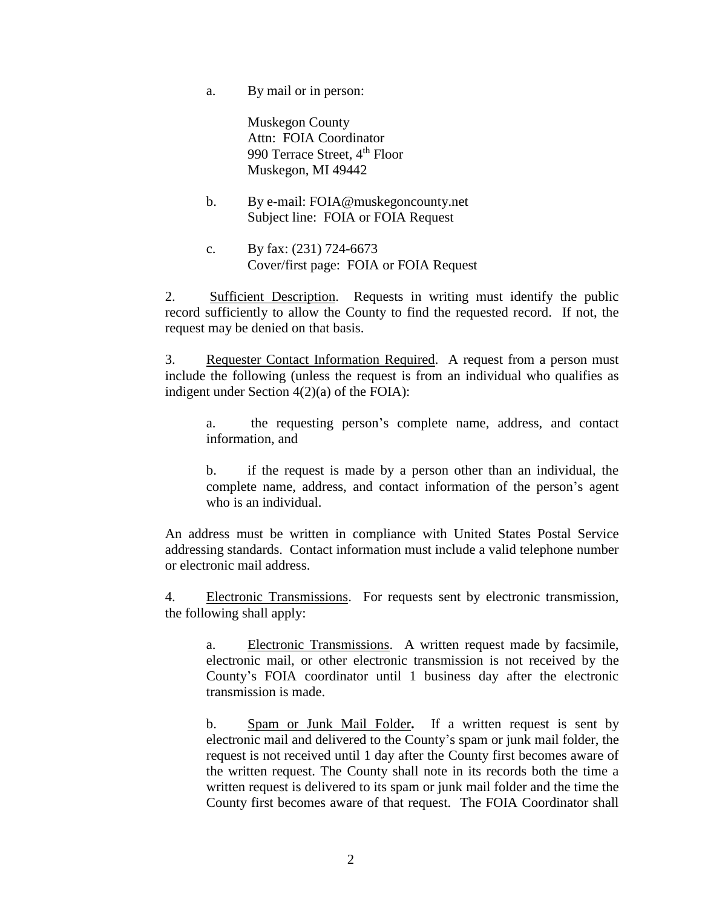a. By mail or in person:

Muskegon County
Attn: FOIA Coordinator
990 Terrace Street, 4th Floor
Muskegon, MI 49442

b. By e-mail: FOIA@muskegoncounty.net
Subject line: FOIA or FOIA Request

c. By fax: (231) 724-6673
Cover/first page: FOIA or FOIA Request

2. Sufficient Description. Requests in writing must identify the public record sufficiently to allow the County to find the requested record. If not, the request may be denied on that basis.

3. Requester Contact Information Required. A request from a person must include the following (unless the request is from an individual who qualifies as indigent under Section 4(2)(a) of the FOIA):

a. the requesting person's complete name, address, and contact information, and

b. if the request is made by a person other than an individual, the complete name, address, and contact information of the person's agent who is an individual.

An address must be written in compliance with United States Postal Service addressing standards. Contact information must include a valid telephone number or electronic mail address.

4. Electronic Transmissions. For requests sent by electronic transmission, the following shall apply:

a. Electronic Transmissions. A written request made by facsimile, electronic mail, or other electronic transmission is not received by the County's FOIA coordinator until 1 business day after the electronic transmission is made.

b. Spam or Junk Mail Folder**.** If a written request is sent by electronic mail and delivered to the County's spam or junk mail folder, the request is not received until 1 day after the County first becomes aware of the written request. The County shall note in its records both the time a written request is delivered to its spam or junk mail folder and the time the County first becomes aware of that request. The FOIA Coordinator shall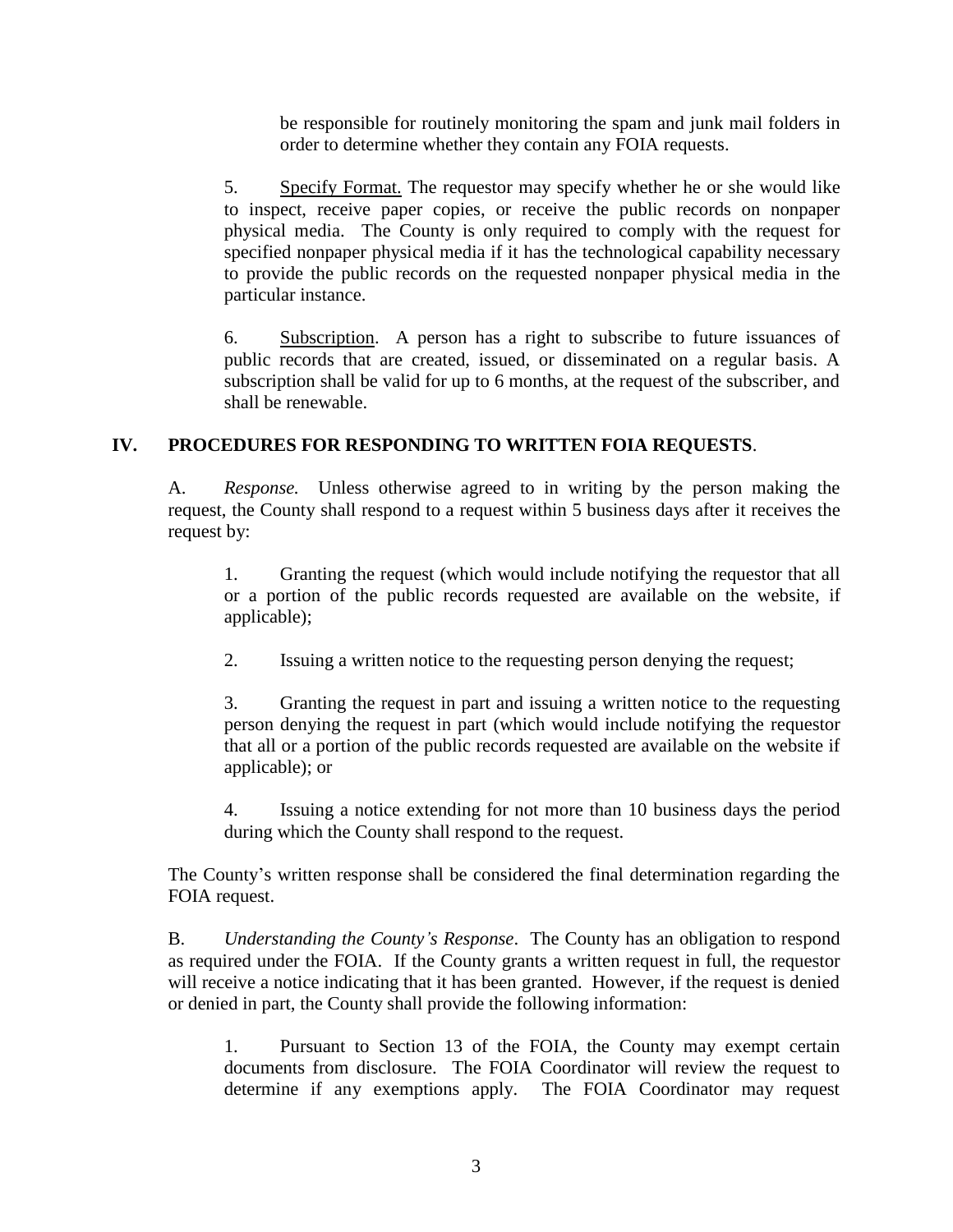be responsible for routinely monitoring the spam and junk mail folders in order to determine whether they contain any FOIA requests.

5. Specify Format. The requestor may specify whether he or she would like to inspect, receive paper copies, or receive the public records on nonpaper physical media. The County is only required to comply with the request for specified nonpaper physical media if it has the technological capability necessary to provide the public records on the requested nonpaper physical media in the particular instance.

6. Subscription. A person has a right to subscribe to future issuances of public records that are created, issued, or disseminated on a regular basis. A subscription shall be valid for up to 6 months, at the request of the subscriber, and shall be renewable.

## IV. PROCEDURES FOR RESPONDING TO WRITTEN FOIA REQUESTS.

A. *Response.* Unless otherwise agreed to in writing by the person making the request, the County shall respond to a request within 5 business days after it receives the request by:

1. Granting the request (which would include notifying the requestor that all or a portion of the public records requested are available on the website, if applicable);

2. Issuing a written notice to the requesting person denying the request;

3. Granting the request in part and issuing a written notice to the requesting person denying the request in part (which would include notifying the requestor that all or a portion of the public records requested are available on the website if applicable); or

4. Issuing a notice extending for not more than 10 business days the period during which the County shall respond to the request.

The County's written response shall be considered the final determination regarding the FOIA request.

B. *Understanding the County's Response*. The County has an obligation to respond as required under the FOIA. If the County grants a written request in full, the requestor will receive a notice indicating that it has been granted. However, if the request is denied or denied in part, the County shall provide the following information:

1. Pursuant to Section 13 of the FOIA, the County may exempt certain documents from disclosure. The FOIA Coordinator will review the request to determine if any exemptions apply. The FOIA Coordinator may request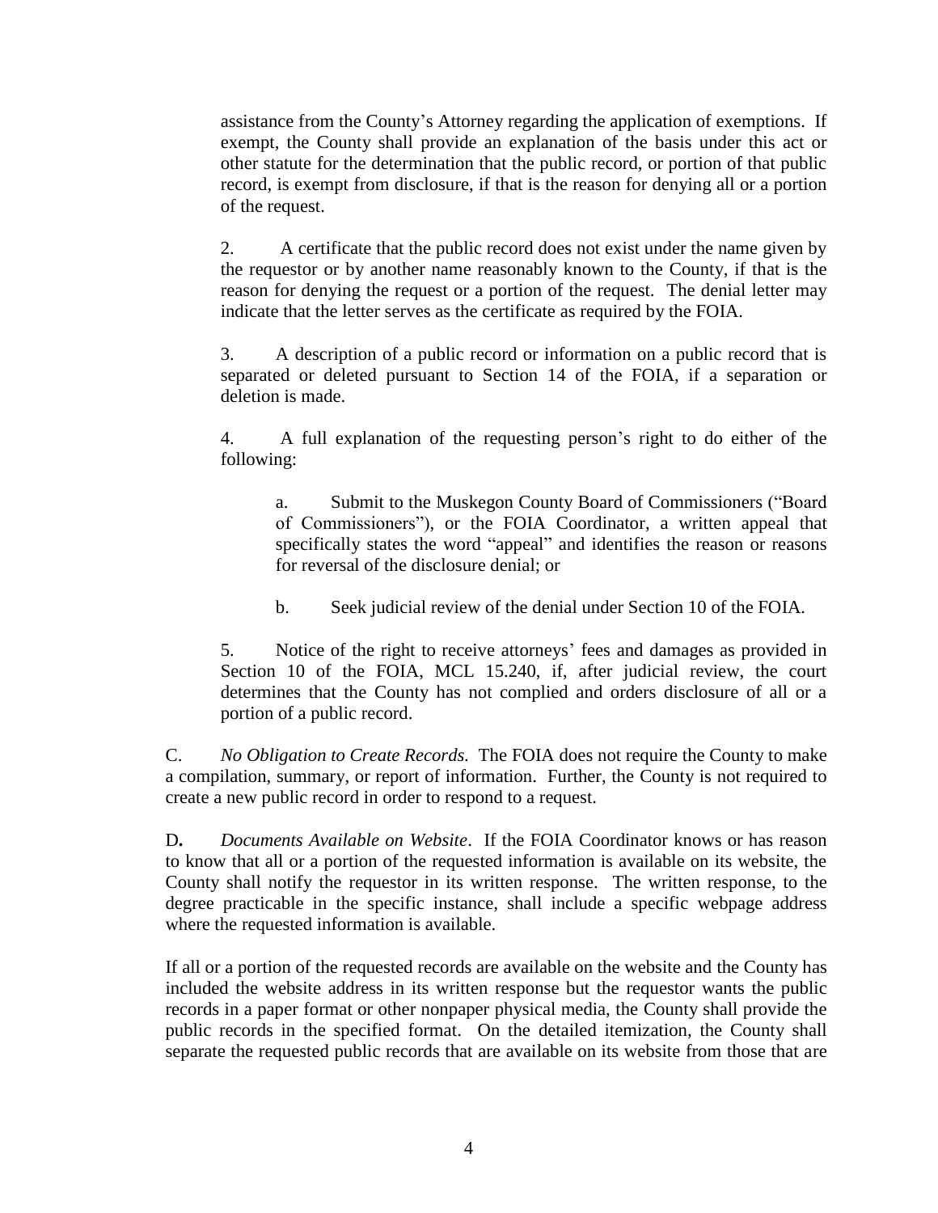assistance from the County's Attorney regarding the application of exemptions. If exempt, the County shall provide an explanation of the basis under this act or other statute for the determination that the public record, or portion of that public record, is exempt from disclosure, if that is the reason for denying all or a portion of the request.

2. A certificate that the public record does not exist under the name given by the requestor or by another name reasonably known to the County, if that is the reason for denying the request or a portion of the request. The denial letter may indicate that the letter serves as the certificate as required by the FOIA.

3. A description of a public record or information on a public record that is separated or deleted pursuant to Section 14 of the FOIA, if a separation or deletion is made.

4. A full explanation of the requesting person's right to do either of the following:

   a. Submit to the Muskegon County Board of Commissioners ("Board of Commissioners"), or the FOIA Coordinator, a written appeal that specifically states the word "appeal" and identifies the reason or reasons for reversal of the disclosure denial; or

   b. Seek judicial review of the denial under Section 10 of the FOIA.

5. Notice of the right to receive attorneys' fees and damages as provided in Section 10 of the FOIA, MCL 15.240, if, after judicial review, the court determines that the County has not complied and orders disclosure of all or a portion of a public record.

C. *No Obligation to Create Records.* The FOIA does not require the County to make a compilation, summary, or report of information. Further, the County is not required to create a new public record in order to respond to a request.

D**.** *Documents Available on Website*. If the FOIA Coordinator knows or has reason to know that all or a portion of the requested information is available on its website, the County shall notify the requestor in its written response. The written response, to the degree practicable in the specific instance, shall include a specific webpage address where the requested information is available.

If all or a portion of the requested records are available on the website and the County has included the website address in its written response but the requestor wants the public records in a paper format or other nonpaper physical media, the County shall provide the public records in the specified format. On the detailed itemization, the County shall separate the requested public records that are available on its website from those that are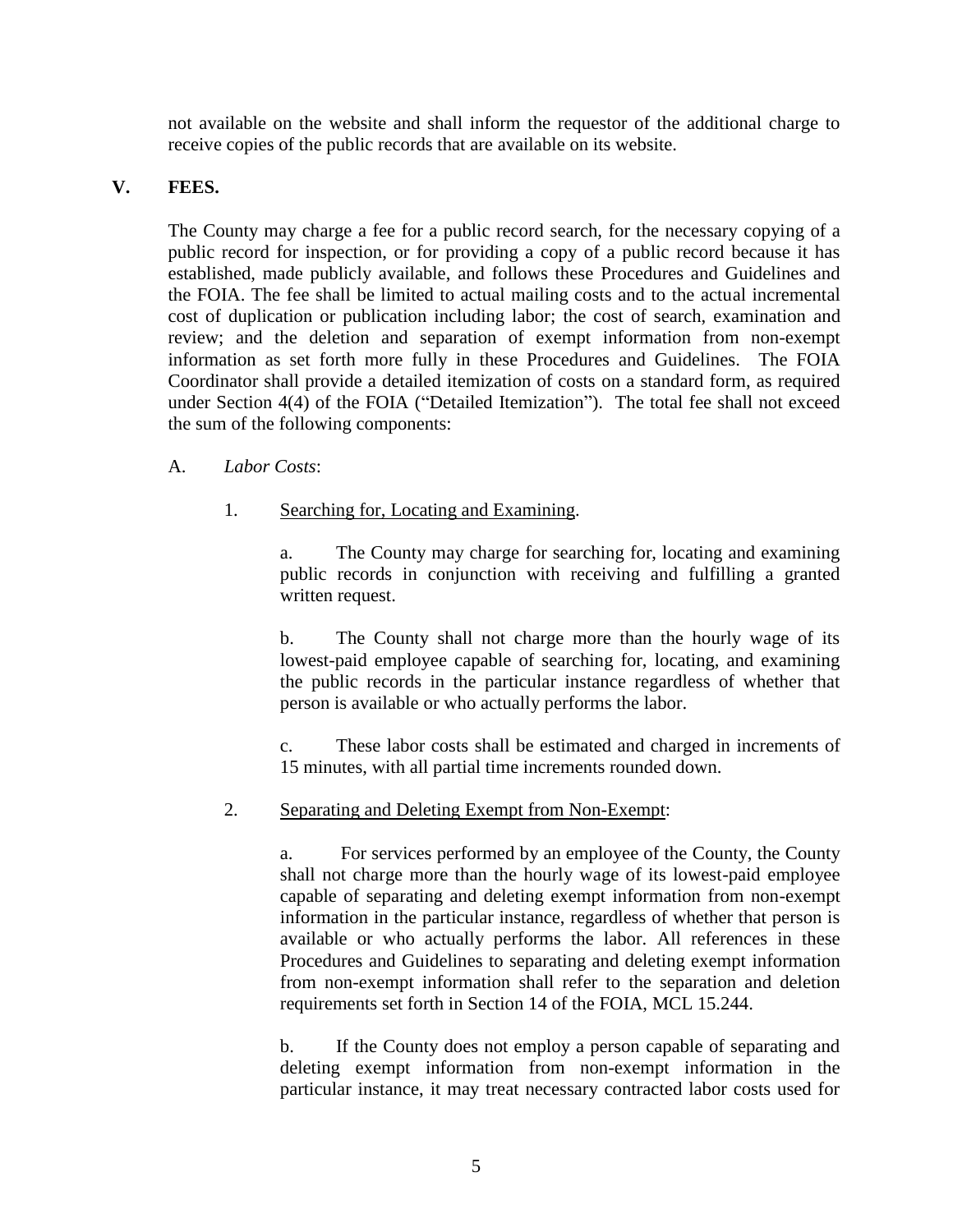not available on the website and shall inform the requestor of the additional charge to receive copies of the public records that are available on its website.

## V. FEES.

The County may charge a fee for a public record search, for the necessary copying of a public record for inspection, or for providing a copy of a public record because it has established, made publicly available, and follows these Procedures and Guidelines and the FOIA. The fee shall be limited to actual mailing costs and to the actual incremental cost of duplication or publication including labor; the cost of search, examination and review; and the deletion and separation of exempt information from non-exempt information as set forth more fully in these Procedures and Guidelines. The FOIA Coordinator shall provide a detailed itemization of costs on a standard form, as required under Section 4(4) of the FOIA ("Detailed Itemization"). The total fee shall not exceed the sum of the following components:

A. *Labor Costs*:

1. Searching for, Locating and Examining.

   a. The County may charge for searching for, locating and examining public records in conjunction with receiving and fulfilling a granted written request.

   b. The County shall not charge more than the hourly wage of its lowest-paid employee capable of searching for, locating, and examining the public records in the particular instance regardless of whether that person is available or who actually performs the labor.

   c. These labor costs shall be estimated and charged in increments of 15 minutes, with all partial time increments rounded down.

2. Separating and Deleting Exempt from Non-Exempt:

   a. For services performed by an employee of the County, the County shall not charge more than the hourly wage of its lowest-paid employee capable of separating and deleting exempt information from non-exempt information in the particular instance, regardless of whether that person is available or who actually performs the labor. All references in these Procedures and Guidelines to separating and deleting exempt information from non-exempt information shall refer to the separation and deletion requirements set forth in Section 14 of the FOIA, MCL 15.244.

   b. If the County does not employ a person capable of separating and deleting exempt information from non-exempt information in the particular instance, it may treat necessary contracted labor costs used for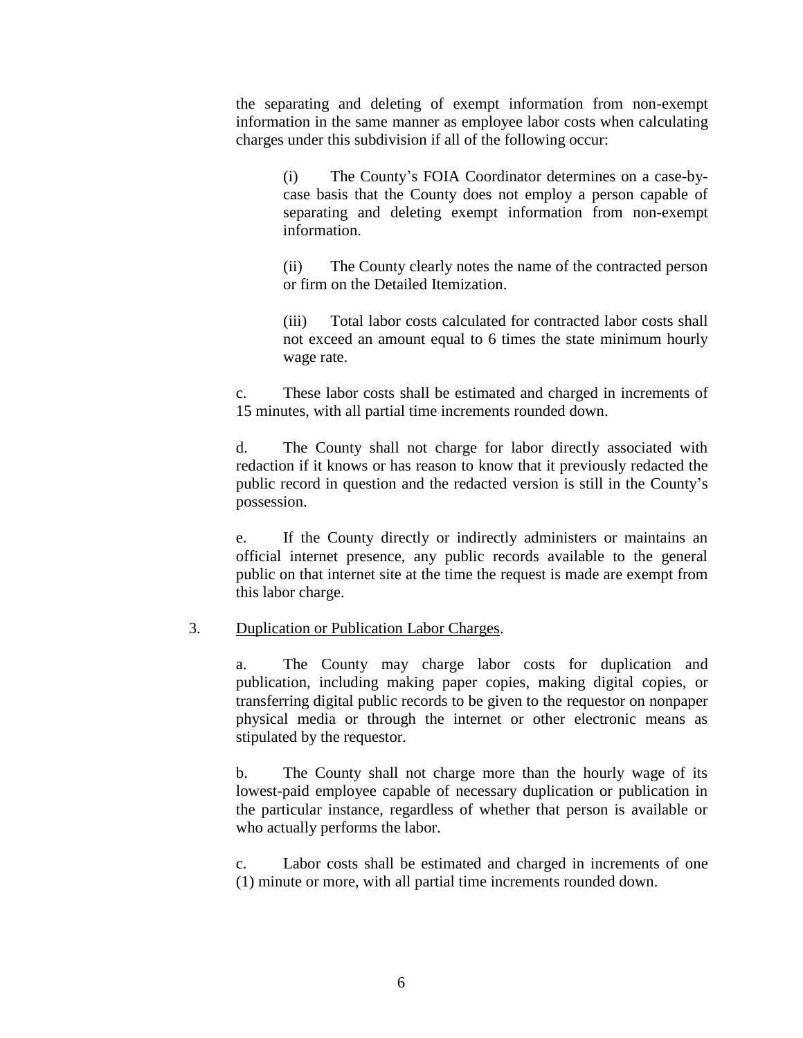the separating and deleting of exempt information from non-exempt information in the same manner as employee labor costs when calculating charges under this subdivision if all of the following occur:

(i) The County's FOIA Coordinator determines on a case-by-case basis that the County does not employ a person capable of separating and deleting exempt information from non-exempt information.

(ii) The County clearly notes the name of the contracted person or firm on the Detailed Itemization.

(iii) Total labor costs calculated for contracted labor costs shall not exceed an amount equal to 6 times the state minimum hourly wage rate.

c. These labor costs shall be estimated and charged in increments of 15 minutes, with all partial time increments rounded down.

d. The County shall not charge for labor directly associated with redaction if it knows or has reason to know that it previously redacted the public record in question and the redacted version is still in the County's possession.

e. If the County directly or indirectly administers or maintains an official internet presence, any public records available to the general public on that internet site at the time the request is made are exempt from this labor charge.

3. <u>Duplication or Publication Labor Charges</u>.

a. The County may charge labor costs for duplication and publication, including making paper copies, making digital copies, or transferring digital public records to be given to the requestor on nonpaper physical media or through the internet or other electronic means as stipulated by the requestor.

b. The County shall not charge more than the hourly wage of its lowest-paid employee capable of necessary duplication or publication in the particular instance, regardless of whether that person is available or who actually performs the labor.

c. Labor costs shall be estimated and charged in increments of one (1) minute or more, with all partial time increments rounded down.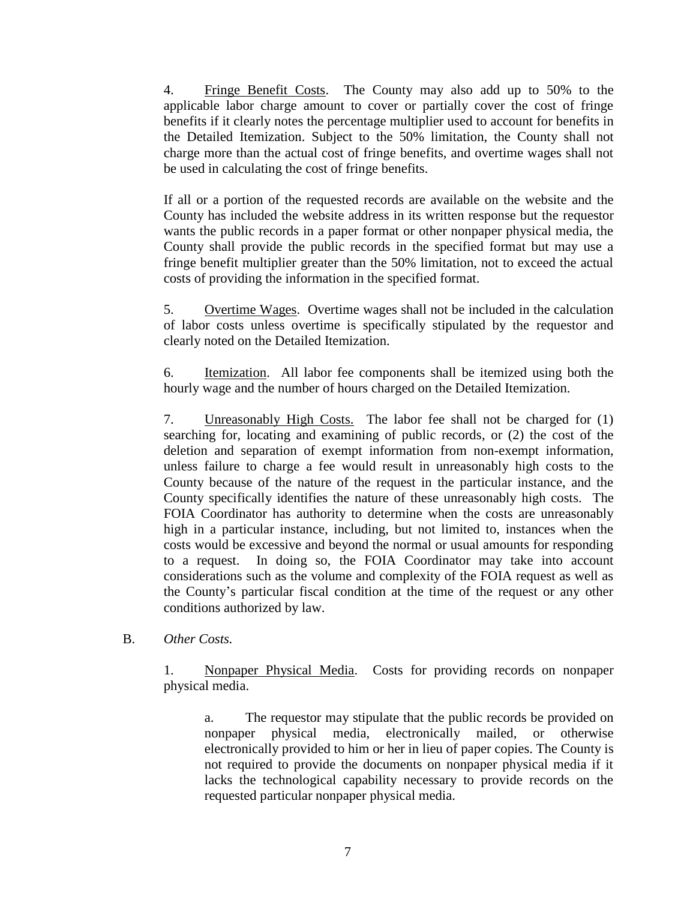4. <u>Fringe Benefit Costs</u>. The County may also add up to 50% to the applicable labor charge amount to cover or partially cover the cost of fringe benefits if it clearly notes the percentage multiplier used to account for benefits in the Detailed Itemization. Subject to the 50% limitation, the County shall not charge more than the actual cost of fringe benefits, and overtime wages shall not be used in calculating the cost of fringe benefits.

If all or a portion of the requested records are available on the website and the County has included the website address in its written response but the requestor wants the public records in a paper format or other nonpaper physical media, the County shall provide the public records in the specified format but may use a fringe benefit multiplier greater than the 50% limitation, not to exceed the actual costs of providing the information in the specified format.

5. <u>Overtime Wages</u>. Overtime wages shall not be included in the calculation of labor costs unless overtime is specifically stipulated by the requestor and clearly noted on the Detailed Itemization.

6. <u>Itemization</u>. All labor fee components shall be itemized using both the hourly wage and the number of hours charged on the Detailed Itemization.

7. <u>Unreasonably High Costs.</u> The labor fee shall not be charged for (1) searching for, locating and examining of public records, or (2) the cost of the deletion and separation of exempt information from non-exempt information, unless failure to charge a fee would result in unreasonably high costs to the County because of the nature of the request in the particular instance, and the County specifically identifies the nature of these unreasonably high costs. The FOIA Coordinator has authority to determine when the costs are unreasonably high in a particular instance, including, but not limited to, instances when the costs would be excessive and beyond the normal or usual amounts for responding to a request. In doing so, the FOIA Coordinator may take into account considerations such as the volume and complexity of the FOIA request as well as the County's particular fiscal condition at the time of the request or any other conditions authorized by law.

B. *Other Costs.*

1. <u>Nonpaper Physical Media</u>. Costs for providing records on nonpaper physical media.

a. The requestor may stipulate that the public records be provided on nonpaper physical media, electronically mailed, or otherwise electronically provided to him or her in lieu of paper copies. The County is not required to provide the documents on nonpaper physical media if it lacks the technological capability necessary to provide records on the requested particular nonpaper physical media.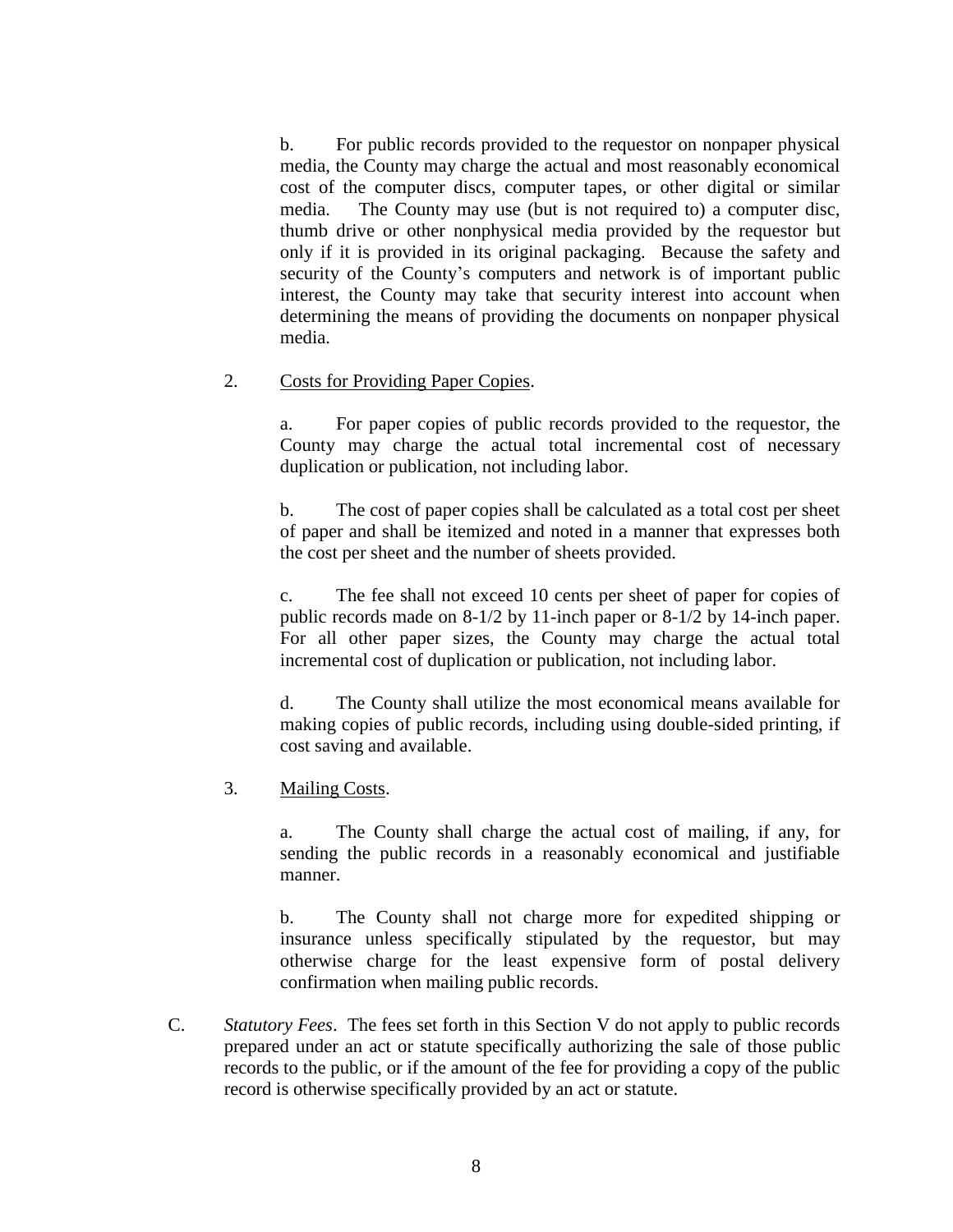b. For public records provided to the requestor on nonpaper physical media, the County may charge the actual and most reasonably economical cost of the computer discs, computer tapes, or other digital or similar media. The County may use (but is not required to) a computer disc, thumb drive or other nonphysical media provided by the requestor but only if it is provided in its original packaging. Because the safety and security of the County's computers and network is of important public interest, the County may take that security interest into account when determining the means of providing the documents on nonpaper physical media.

2. Costs for Providing Paper Copies.

a. For paper copies of public records provided to the requestor, the County may charge the actual total incremental cost of necessary duplication or publication, not including labor.

b. The cost of paper copies shall be calculated as a total cost per sheet of paper and shall be itemized and noted in a manner that expresses both the cost per sheet and the number of sheets provided.

c. The fee shall not exceed 10 cents per sheet of paper for copies of public records made on 8-1/2 by 11-inch paper or 8-1/2 by 14-inch paper. For all other paper sizes, the County may charge the actual total incremental cost of duplication or publication, not including labor.

d. The County shall utilize the most economical means available for making copies of public records, including using double-sided printing, if cost saving and available.

3. Mailing Costs.

a. The County shall charge the actual cost of mailing, if any, for sending the public records in a reasonably economical and justifiable manner.

b. The County shall not charge more for expedited shipping or insurance unless specifically stipulated by the requestor, but may otherwise charge for the least expensive form of postal delivery confirmation when mailing public records.

C. *Statutory Fees*. The fees set forth in this Section V do not apply to public records prepared under an act or statute specifically authorizing the sale of those public records to the public, or if the amount of the fee for providing a copy of the public record is otherwise specifically provided by an act or statute.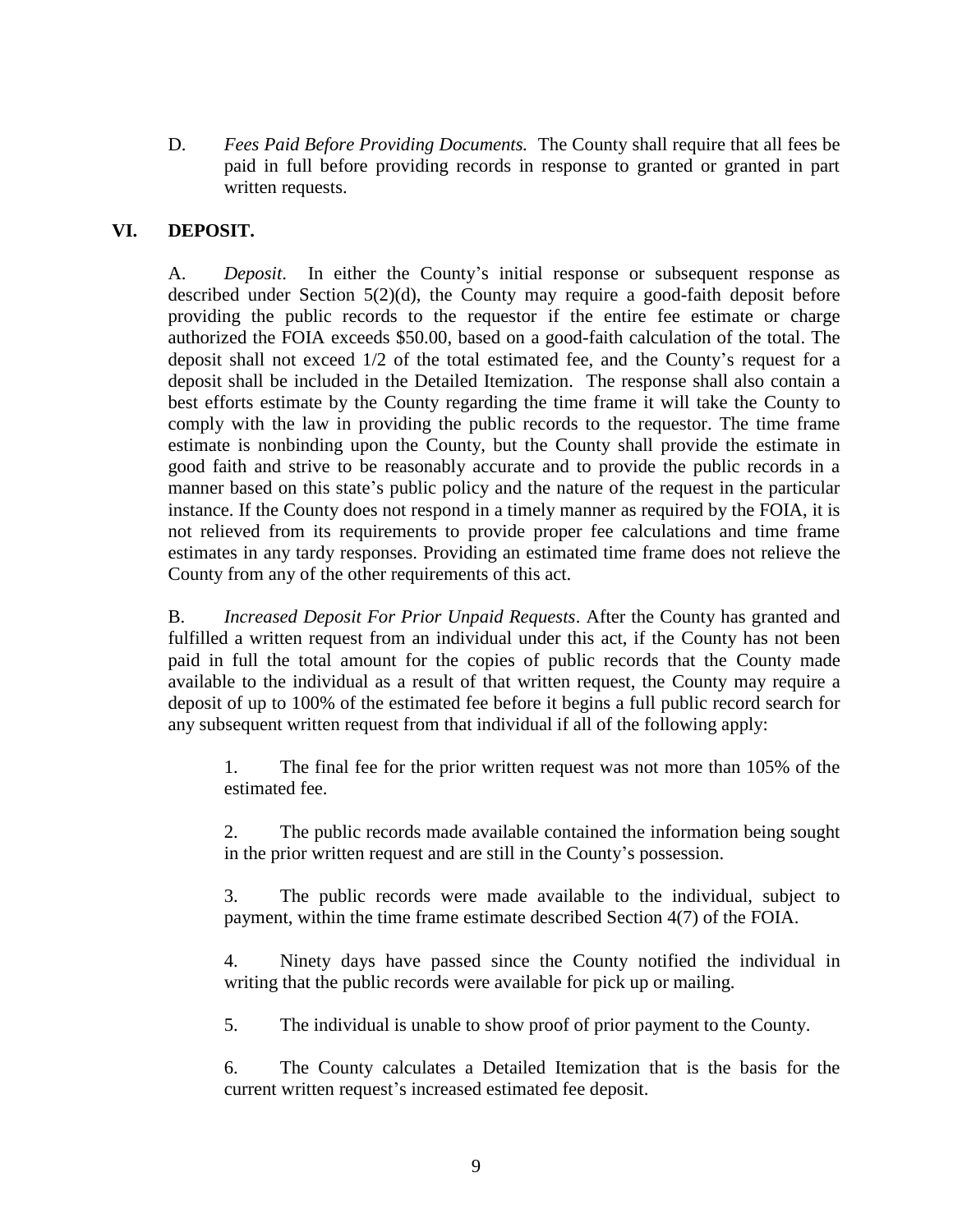D. *Fees Paid Before Providing Documents.* The County shall require that all fees be paid in full before providing records in response to granted or granted in part written requests.

## VI. DEPOSIT.

A. *Deposit*. In either the County's initial response or subsequent response as described under Section 5(2)(d), the County may require a good-faith deposit before providing the public records to the requestor if the entire fee estimate or charge authorized the FOIA exceeds $50.00, based on a good-faith calculation of the total. The deposit shall not exceed 1/2 of the total estimated fee, and the County's request for a deposit shall be included in the Detailed Itemization. The response shall also contain a best efforts estimate by the County regarding the time frame it will take the County to comply with the law in providing the public records to the requestor. The time frame estimate is nonbinding upon the County, but the County shall provide the estimate in good faith and strive to be reasonably accurate and to provide the public records in a manner based on this state's public policy and the nature of the request in the particular instance. If the County does not respond in a timely manner as required by the FOIA, it is not relieved from its requirements to provide proper fee calculations and time frame estimates in any tardy responses. Providing an estimated time frame does not relieve the County from any of the other requirements of this act.

B. *Increased Deposit For Prior Unpaid Requests*. After the County has granted and fulfilled a written request from an individual under this act, if the County has not been paid in full the total amount for the copies of public records that the County made available to the individual as a result of that written request, the County may require a deposit of up to 100% of the estimated fee before it begins a full public record search for any subsequent written request from that individual if all of the following apply:

1. The final fee for the prior written request was not more than 105% of the estimated fee.

2. The public records made available contained the information being sought in the prior written request and are still in the County's possession.

3. The public records were made available to the individual, subject to payment, within the time frame estimate described Section 4(7) of the FOIA.

4. Ninety days have passed since the County notified the individual in writing that the public records were available for pick up or mailing.

5. The individual is unable to show proof of prior payment to the County.

6. The County calculates a Detailed Itemization that is the basis for the current written request's increased estimated fee deposit.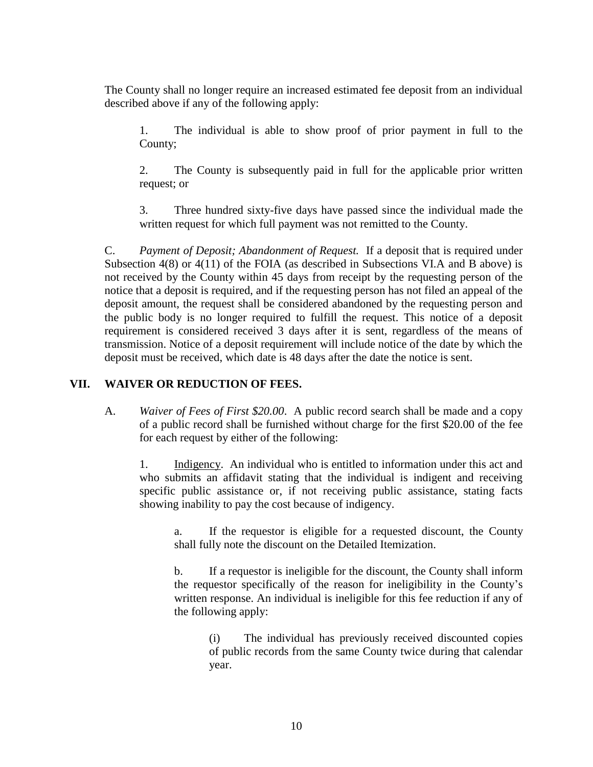The County shall no longer require an increased estimated fee deposit from an individual described above if any of the following apply:

1. The individual is able to show proof of prior payment in full to the County;

2. The County is subsequently paid in full for the applicable prior written request; or

3. Three hundred sixty-five days have passed since the individual made the written request for which full payment was not remitted to the County.

C. *Payment of Deposit; Abandonment of Request.* If a deposit that is required under Subsection 4(8) or 4(11) of the FOIA (as described in Subsections VI.A and B above) is not received by the County within 45 days from receipt by the requesting person of the notice that a deposit is required, and if the requesting person has not filed an appeal of the deposit amount, the request shall be considered abandoned by the requesting person and the public body is no longer required to fulfill the request. This notice of a deposit requirement is considered received 3 days after it is sent, regardless of the means of transmission. Notice of a deposit requirement will include notice of the date by which the deposit must be received, which date is 48 days after the date the notice is sent.

## VII. WAIVER OR REDUCTION OF FEES.

A. *Waiver of Fees of First $20.00*. A public record search shall be made and a copy of a public record shall be furnished without charge for the first $20.00 of the fee for each request by either of the following:

1. Indigency. An individual who is entitled to information under this act and who submits an affidavit stating that the individual is indigent and receiving specific public assistance or, if not receiving public assistance, stating facts showing inability to pay the cost because of indigency.

a. If the requestor is eligible for a requested discount, the County shall fully note the discount on the Detailed Itemization.

b. If a requestor is ineligible for the discount, the County shall inform the requestor specifically of the reason for ineligibility in the County's written response. An individual is ineligible for this fee reduction if any of the following apply:

(i) The individual has previously received discounted copies of public records from the same County twice during that calendar year.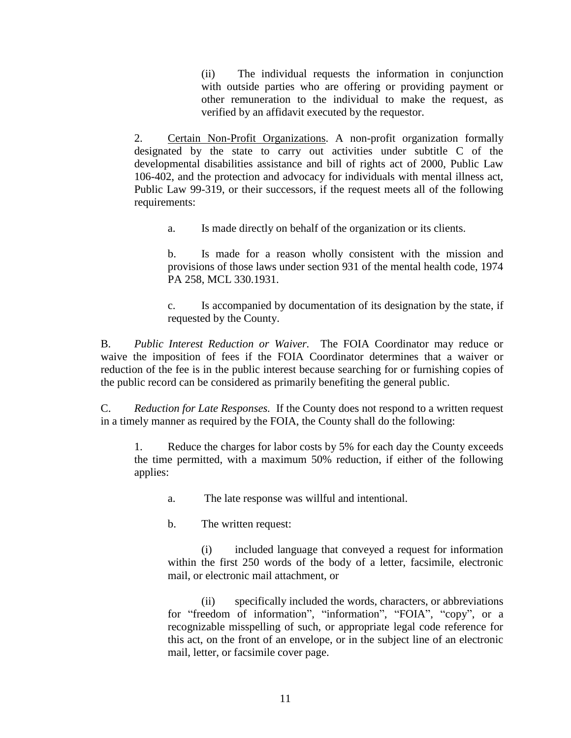(ii) The individual requests the information in conjunction with outside parties who are offering or providing payment or other remuneration to the individual to make the request, as verified by an affidavit executed by the requestor.

2. <u>Certain Non-Profit Organizations</u>. A non-profit organization formally designated by the state to carry out activities under subtitle C of the developmental disabilities assistance and bill of rights act of 2000, Public Law 106-402, and the protection and advocacy for individuals with mental illness act, Public Law 99-319, or their successors, if the request meets all of the following requirements:

a. Is made directly on behalf of the organization or its clients.

b. Is made for a reason wholly consistent with the mission and provisions of those laws under section 931 of the mental health code, 1974 PA 258, MCL 330.1931.

c. Is accompanied by documentation of its designation by the state, if requested by the County.

B. *Public Interest Reduction or Waiver.* The FOIA Coordinator may reduce or waive the imposition of fees if the FOIA Coordinator determines that a waiver or reduction of the fee is in the public interest because searching for or furnishing copies of the public record can be considered as primarily benefiting the general public.

C. *Reduction for Late Responses.* If the County does not respond to a written request in a timely manner as required by the FOIA, the County shall do the following:

1. Reduce the charges for labor costs by 5% for each day the County exceeds the time permitted, with a maximum 50% reduction, if either of the following applies:

a. The late response was willful and intentional.

b. The written request:

(i) included language that conveyed a request for information within the first 250 words of the body of a letter, facsimile, electronic mail, or electronic mail attachment, or

(ii) specifically included the words, characters, or abbreviations for "freedom of information", "information", "FOIA", "copy", or a recognizable misspelling of such, or appropriate legal code reference for this act, on the front of an envelope, or in the subject line of an electronic mail, letter, or facsimile cover page.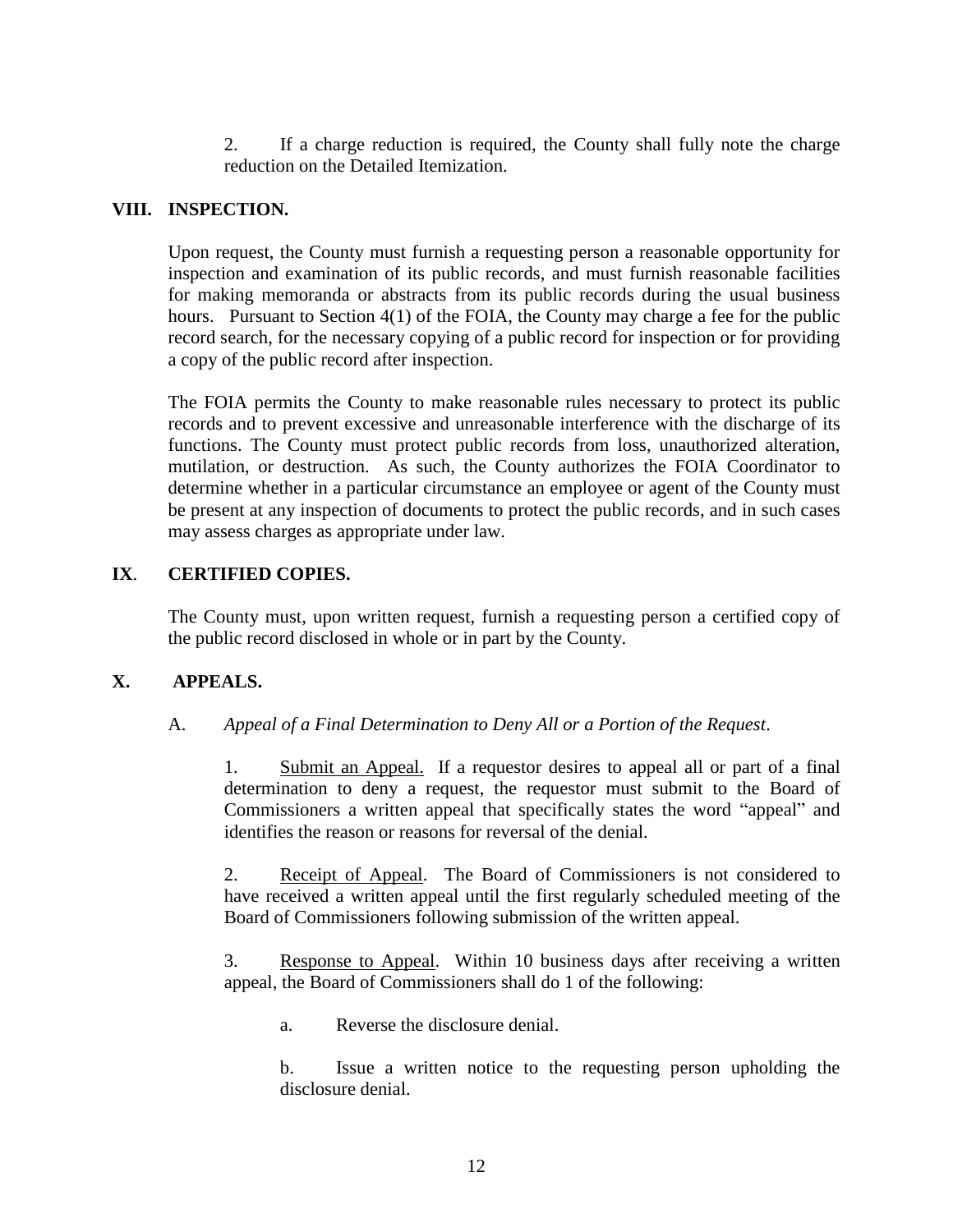2. If a charge reduction is required, the County shall fully note the charge reduction on the Detailed Itemization.

## VIII. INSPECTION.

Upon request, the County must furnish a requesting person a reasonable opportunity for inspection and examination of its public records, and must furnish reasonable facilities for making memoranda or abstracts from its public records during the usual business hours. Pursuant to Section 4(1) of the FOIA, the County may charge a fee for the public record search, for the necessary copying of a public record for inspection or for providing a copy of the public record after inspection.

The FOIA permits the County to make reasonable rules necessary to protect its public records and to prevent excessive and unreasonable interference with the discharge of its functions. The County must protect public records from loss, unauthorized alteration, mutilation, or destruction. As such, the County authorizes the FOIA Coordinator to determine whether in a particular circumstance an employee or agent of the County must be present at any inspection of documents to protect the public records, and in such cases may assess charges as appropriate under law.

## IX. CERTIFIED COPIES.

The County must, upon written request, furnish a requesting person a certified copy of the public record disclosed in whole or in part by the County.

## X. APPEALS.

A. *Appeal of a Final Determination to Deny All or a Portion of the Request*.

1. Submit an Appeal. If a requestor desires to appeal all or part of a final determination to deny a request, the requestor must submit to the Board of Commissioners a written appeal that specifically states the word "appeal" and identifies the reason or reasons for reversal of the denial.

2. Receipt of Appeal. The Board of Commissioners is not considered to have received a written appeal until the first regularly scheduled meeting of the Board of Commissioners following submission of the written appeal.

3. Response to Appeal. Within 10 business days after receiving a written appeal, the Board of Commissioners shall do 1 of the following:

a. Reverse the disclosure denial.

b. Issue a written notice to the requesting person upholding the disclosure denial.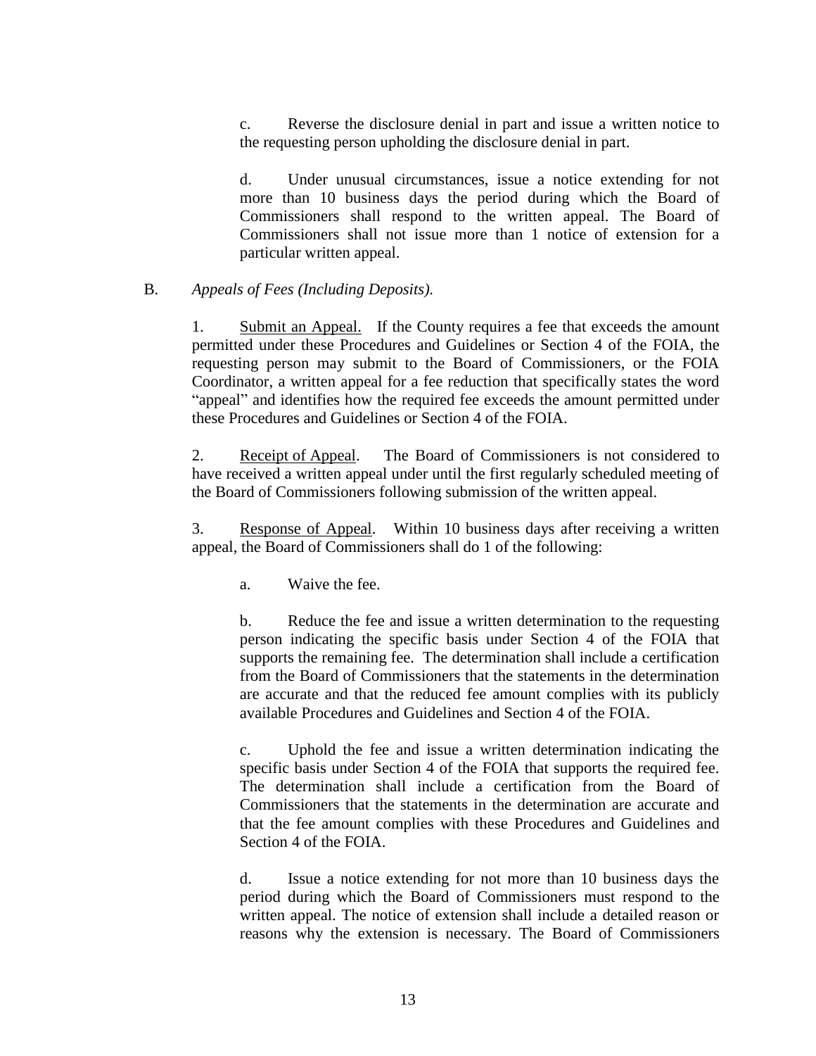c. Reverse the disclosure denial in part and issue a written notice to the requesting person upholding the disclosure denial in part.

d. Under unusual circumstances, issue a notice extending for not more than 10 business days the period during which the Board of Commissioners shall respond to the written appeal. The Board of Commissioners shall not issue more than 1 notice of extension for a particular written appeal.

B. *Appeals of Fees (Including Deposits).*

1. Submit an Appeal. If the County requires a fee that exceeds the amount permitted under these Procedures and Guidelines or Section 4 of the FOIA, the requesting person may submit to the Board of Commissioners, or the FOIA Coordinator, a written appeal for a fee reduction that specifically states the word "appeal" and identifies how the required fee exceeds the amount permitted under these Procedures and Guidelines or Section 4 of the FOIA.

2. Receipt of Appeal. The Board of Commissioners is not considered to have received a written appeal under until the first regularly scheduled meeting of the Board of Commissioners following submission of the written appeal.

3. Response of Appeal. Within 10 business days after receiving a written appeal, the Board of Commissioners shall do 1 of the following:

a. Waive the fee.

b. Reduce the fee and issue a written determination to the requesting person indicating the specific basis under Section 4 of the FOIA that supports the remaining fee. The determination shall include a certification from the Board of Commissioners that the statements in the determination are accurate and that the reduced fee amount complies with its publicly available Procedures and Guidelines and Section 4 of the FOIA.

c. Uphold the fee and issue a written determination indicating the specific basis under Section 4 of the FOIA that supports the required fee. The determination shall include a certification from the Board of Commissioners that the statements in the determination are accurate and that the fee amount complies with these Procedures and Guidelines and Section 4 of the FOIA.

d. Issue a notice extending for not more than 10 business days the period during which the Board of Commissioners must respond to the written appeal. The notice of extension shall include a detailed reason or reasons why the extension is necessary. The Board of Commissioners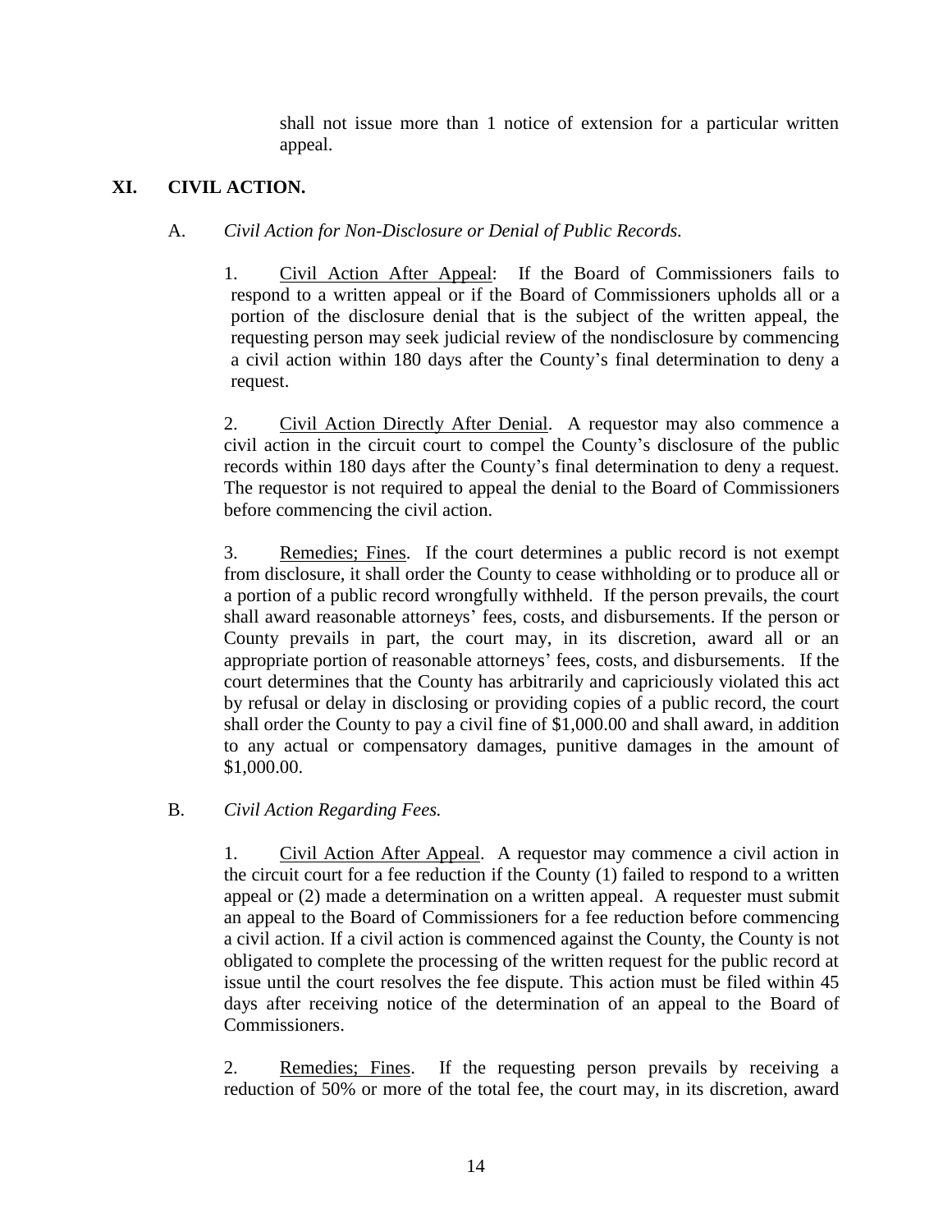shall not issue more than 1 notice of extension for a particular written appeal.

## XI. CIVIL ACTION.

### A. *Civil Action for Non-Disclosure or Denial of Public Records.*

1. Civil Action After Appeal: If the Board of Commissioners fails to respond to a written appeal or if the Board of Commissioners upholds all or a portion of the disclosure denial that is the subject of the written appeal, the requesting person may seek judicial review of the nondisclosure by commencing a civil action within 180 days after the County's final determination to deny a request.

2. Civil Action Directly After Denial. A requestor may also commence a civil action in the circuit court to compel the County's disclosure of the public records within 180 days after the County's final determination to deny a request. The requestor is not required to appeal the denial to the Board of Commissioners before commencing the civil action.

3. Remedies; Fines. If the court determines a public record is not exempt from disclosure, it shall order the County to cease withholding or to produce all or a portion of a public record wrongfully withheld. If the person prevails, the court shall award reasonable attorneys' fees, costs, and disbursements. If the person or County prevails in part, the court may, in its discretion, award all or an appropriate portion of reasonable attorneys' fees, costs, and disbursements. If the court determines that the County has arbitrarily and capriciously violated this act by refusal or delay in disclosing or providing copies of a public record, the court shall order the County to pay a civil fine of $1,000.00 and shall award, in addition to any actual or compensatory damages, punitive damages in the amount of $1,000.00.

### B. *Civil Action Regarding Fees.*

1. Civil Action After Appeal. A requestor may commence a civil action in the circuit court for a fee reduction if the County (1) failed to respond to a written appeal or (2) made a determination on a written appeal. A requester must submit an appeal to the Board of Commissioners for a fee reduction before commencing a civil action. If a civil action is commenced against the County, the County is not obligated to complete the processing of the written request for the public record at issue until the court resolves the fee dispute. This action must be filed within 45 days after receiving notice of the determination of an appeal to the Board of Commissioners.

2. Remedies; Fines. If the requesting person prevails by receiving a reduction of 50% or more of the total fee, the court may, in its discretion, award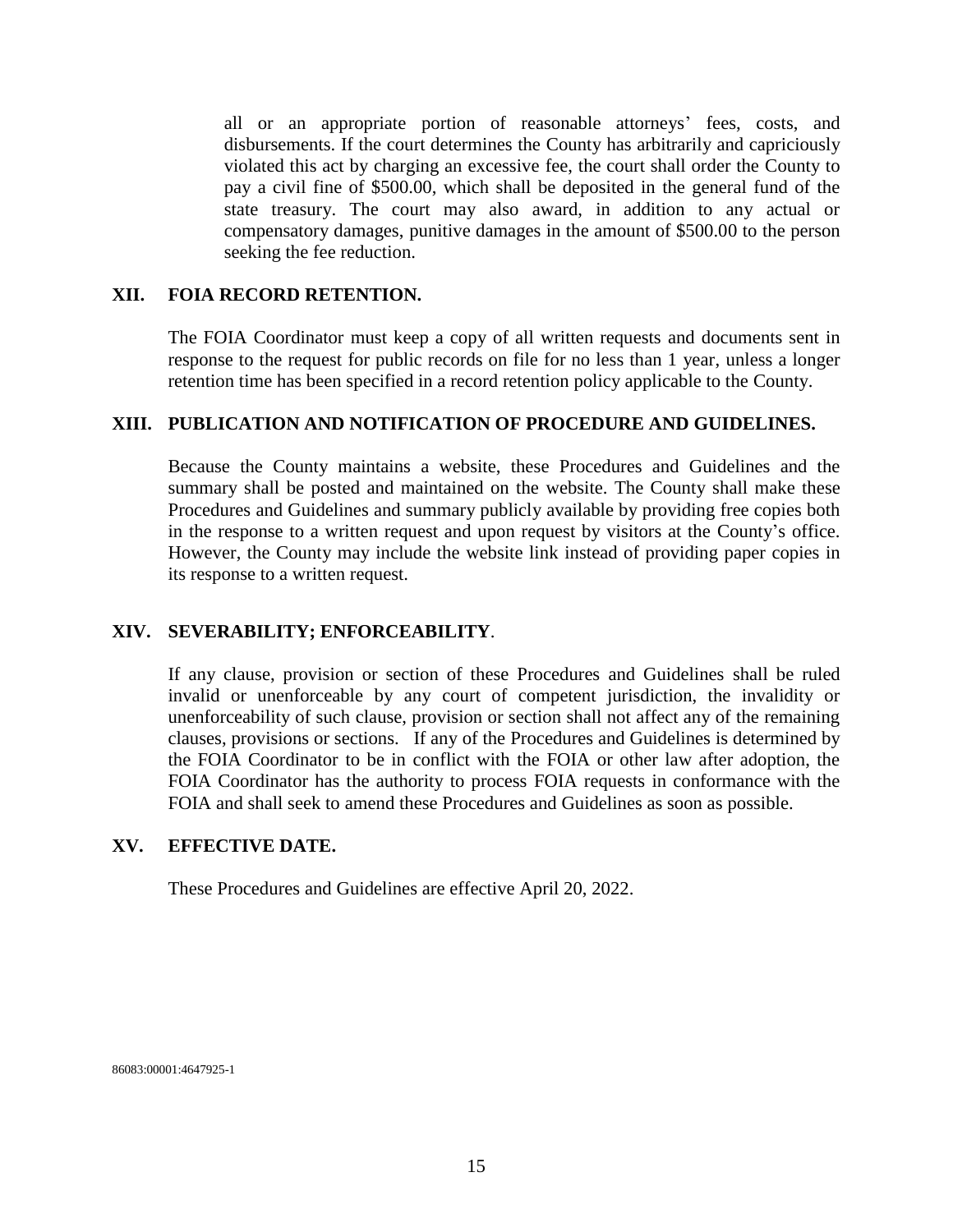all or an appropriate portion of reasonable attorneys' fees, costs, and disbursements. If the court determines the County has arbitrarily and capriciously violated this act by charging an excessive fee, the court shall order the County to pay a civil fine of $500.00, which shall be deposited in the general fund of the state treasury. The court may also award, in addition to any actual or compensatory damages, punitive damages in the amount of $500.00 to the person seeking the fee reduction.

## XII. FOIA RECORD RETENTION.

The FOIA Coordinator must keep a copy of all written requests and documents sent in response to the request for public records on file for no less than 1 year, unless a longer retention time has been specified in a record retention policy applicable to the County.

## XIII. PUBLICATION AND NOTIFICATION OF PROCEDURE AND GUIDELINES.

Because the County maintains a website, these Procedures and Guidelines and the summary shall be posted and maintained on the website. The County shall make these Procedures and Guidelines and summary publicly available by providing free copies both in the response to a written request and upon request by visitors at the County's office. However, the County may include the website link instead of providing paper copies in its response to a written request.

## XIV. SEVERABILITY; ENFORCEABILITY.

If any clause, provision or section of these Procedures and Guidelines shall be ruled invalid or unenforceable by any court of competent jurisdiction, the invalidity or unenforceability of such clause, provision or section shall not affect any of the remaining clauses, provisions or sections. If any of the Procedures and Guidelines is determined by the FOIA Coordinator to be in conflict with the FOIA or other law after adoption, the FOIA Coordinator has the authority to process FOIA requests in conformance with the FOIA and shall seek to amend these Procedures and Guidelines as soon as possible.

## XV. EFFECTIVE DATE.

These Procedures and Guidelines are effective April 20, 2022.

86083:00001:4647925-1